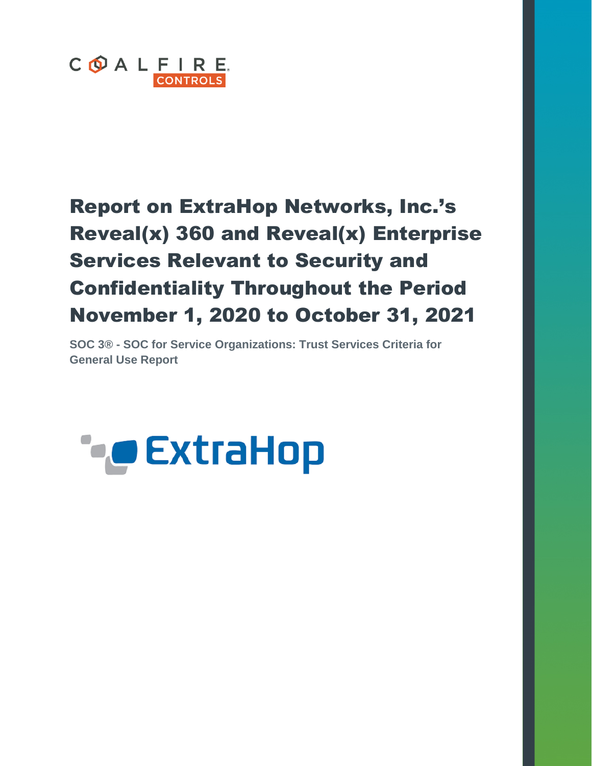# Report on ExtraHop Networks, Inc.'s Reveal(x) 360 and Reveal(x) Enterprise Services Relevant to Security and Confidentiality Throughout the Period November 1, 2020 to October 31, 2021

**SOC 3® - SOC for Service Organizations: Trust Services Criteria for General Use Report**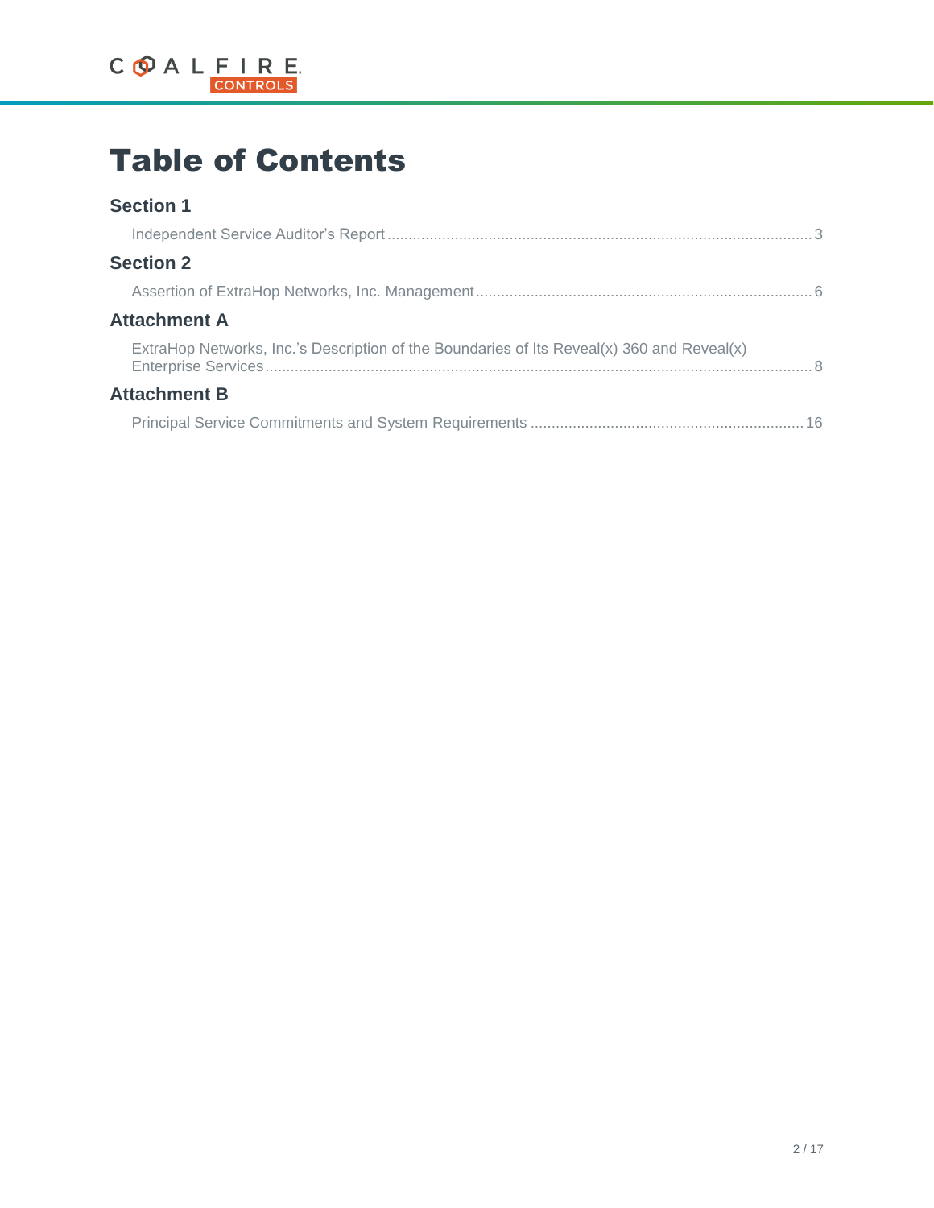# Table of Contents

## Section 1

Independent Service Auditor's Report ..... 3

## Section 2

Assertion of ExtraHop Networks, Inc. Management ..... 6

## Attachment A

ExtraHop Networks, Inc.'s Description of the Boundaries of Its Reveal(x) 360 and Reveal(x) Enterprise Services ..... 8

## Attachment B

Principal Service Commitments and System Requirements ..... 16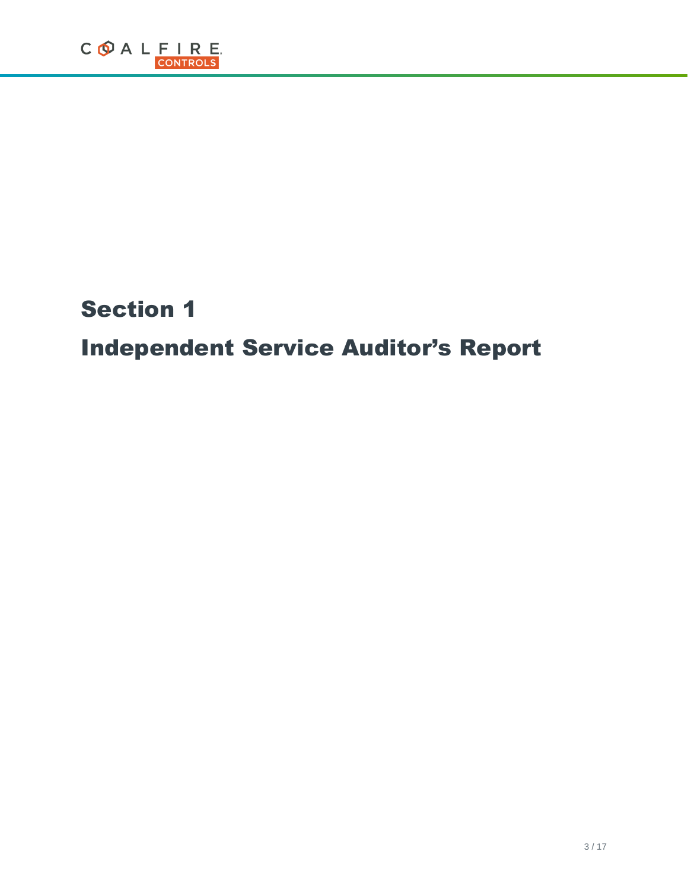# Section 1

# Independent Service Auditor's Report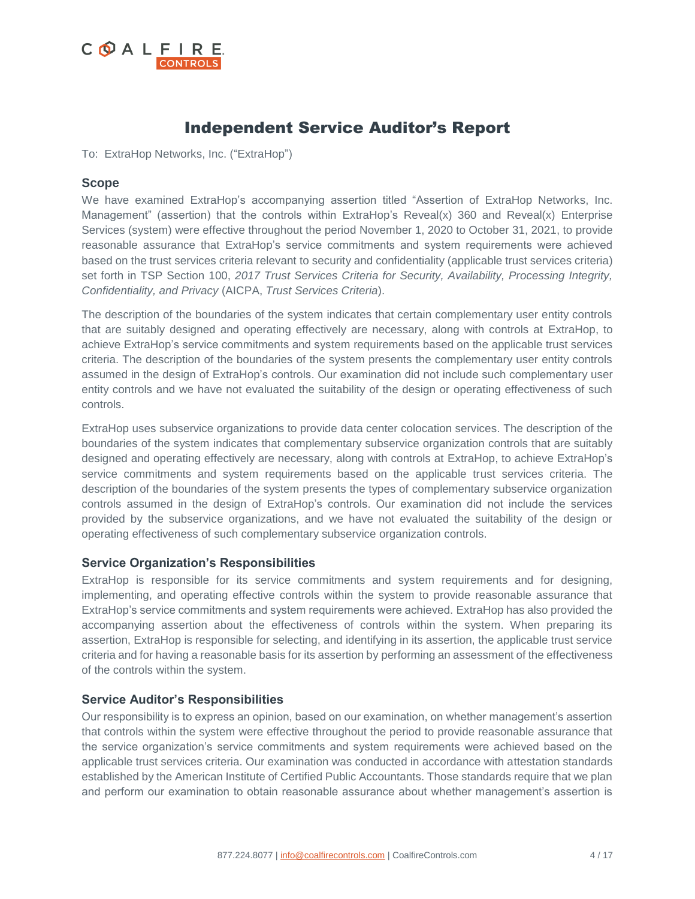# Independent Service Auditor's Report

To: ExtraHop Networks, Inc. ("ExtraHop")

## Scope

We have examined ExtraHop's accompanying assertion titled "Assertion of ExtraHop Networks, Inc. Management" (assertion) that the controls within ExtraHop's Reveal(x) 360 and Reveal(x) Enterprise Services (system) were effective throughout the period November 1, 2020 to October 31, 2021, to provide reasonable assurance that ExtraHop's service commitments and system requirements were achieved based on the trust services criteria relevant to security and confidentiality (applicable trust services criteria) set forth in TSP Section 100, *2017 Trust Services Criteria for Security, Availability, Processing Integrity, Confidentiality, and Privacy* (AICPA, *Trust Services Criteria*).

The description of the boundaries of the system indicates that certain complementary user entity controls that are suitably designed and operating effectively are necessary, along with controls at ExtraHop, to achieve ExtraHop's service commitments and system requirements based on the applicable trust services criteria. The description of the boundaries of the system presents the complementary user entity controls assumed in the design of ExtraHop's controls. Our examination did not include such complementary user entity controls and we have not evaluated the suitability of the design or operating effectiveness of such controls.

ExtraHop uses subservice organizations to provide data center colocation services. The description of the boundaries of the system indicates that complementary subservice organization controls that are suitably designed and operating effectively are necessary, along with controls at ExtraHop, to achieve ExtraHop's service commitments and system requirements based on the applicable trust services criteria. The description of the boundaries of the system presents the types of complementary subservice organization controls assumed in the design of ExtraHop's controls. Our examination did not include the services provided by the subservice organizations, and we have not evaluated the suitability of the design or operating effectiveness of such complementary subservice organization controls.

## Service Organization's Responsibilities

ExtraHop is responsible for its service commitments and system requirements and for designing, implementing, and operating effective controls within the system to provide reasonable assurance that ExtraHop's service commitments and system requirements were achieved. ExtraHop has also provided the accompanying assertion about the effectiveness of controls within the system. When preparing its assertion, ExtraHop is responsible for selecting, and identifying in its assertion, the applicable trust service criteria and for having a reasonable basis for its assertion by performing an assessment of the effectiveness of the controls within the system.

## Service Auditor's Responsibilities

Our responsibility is to express an opinion, based on our examination, on whether management's assertion that controls within the system were effective throughout the period to provide reasonable assurance that the service organization's service commitments and system requirements were achieved based on the applicable trust services criteria. Our examination was conducted in accordance with attestation standards established by the American Institute of Certified Public Accountants. Those standards require that we plan and perform our examination to obtain reasonable assurance about whether management's assertion is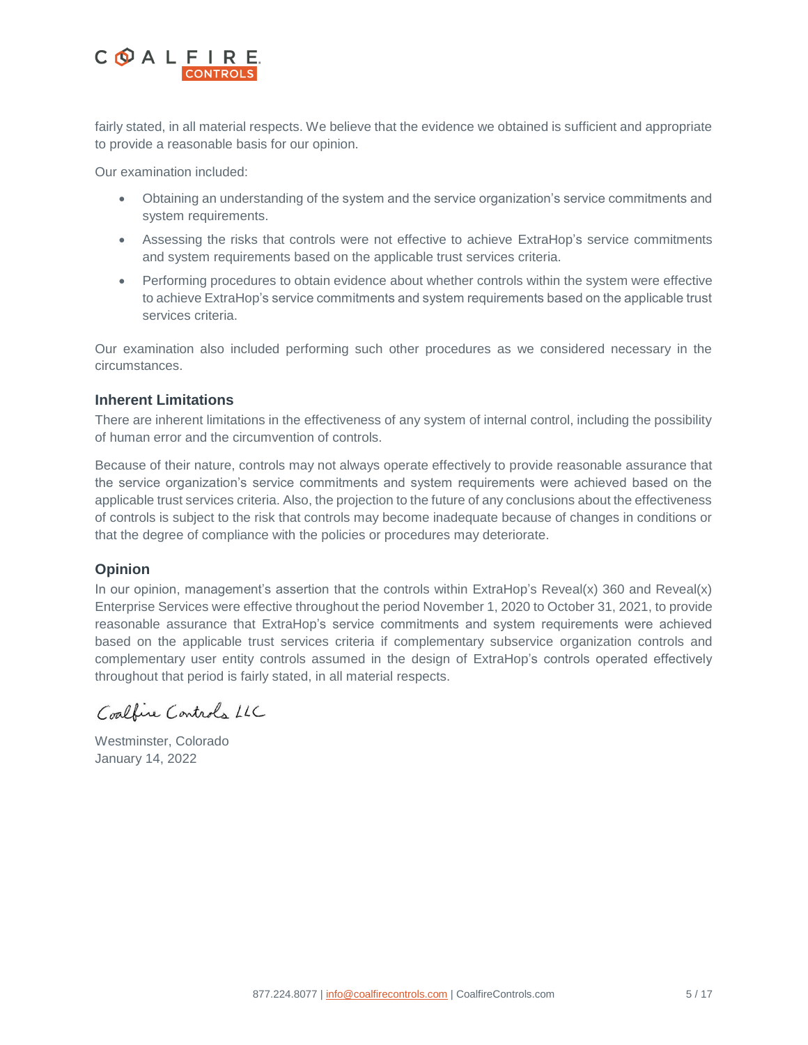fairly stated, in all material respects. We believe that the evidence we obtained is sufficient and appropriate to provide a reasonable basis for our opinion.

Our examination included:

- Obtaining an understanding of the system and the service organization's service commitments and system requirements.
- Assessing the risks that controls were not effective to achieve ExtraHop's service commitments and system requirements based on the applicable trust services criteria.
- Performing procedures to obtain evidence about whether controls within the system were effective to achieve ExtraHop's service commitments and system requirements based on the applicable trust services criteria.

Our examination also included performing such other procedures as we considered necessary in the circumstances.

### Inherent Limitations

There are inherent limitations in the effectiveness of any system of internal control, including the possibility of human error and the circumvention of controls.

Because of their nature, controls may not always operate effectively to provide reasonable assurance that the service organization's service commitments and system requirements were achieved based on the applicable trust services criteria. Also, the projection to the future of any conclusions about the effectiveness of controls is subject to the risk that controls may become inadequate because of changes in conditions or that the degree of compliance with the policies or procedures may deteriorate.

### Opinion

In our opinion, management's assertion that the controls within ExtraHop's Reveal(x) 360 and Reveal(x) Enterprise Services were effective throughout the period November 1, 2020 to October 31, 2021, to provide reasonable assurance that ExtraHop's service commitments and system requirements were achieved based on the applicable trust services criteria if complementary subservice organization controls and complementary user entity controls assumed in the design of ExtraHop's controls operated effectively throughout that period is fairly stated, in all material respects.

*Coalfire Controls LLC*

Westminster, Colorado
January 14, 2022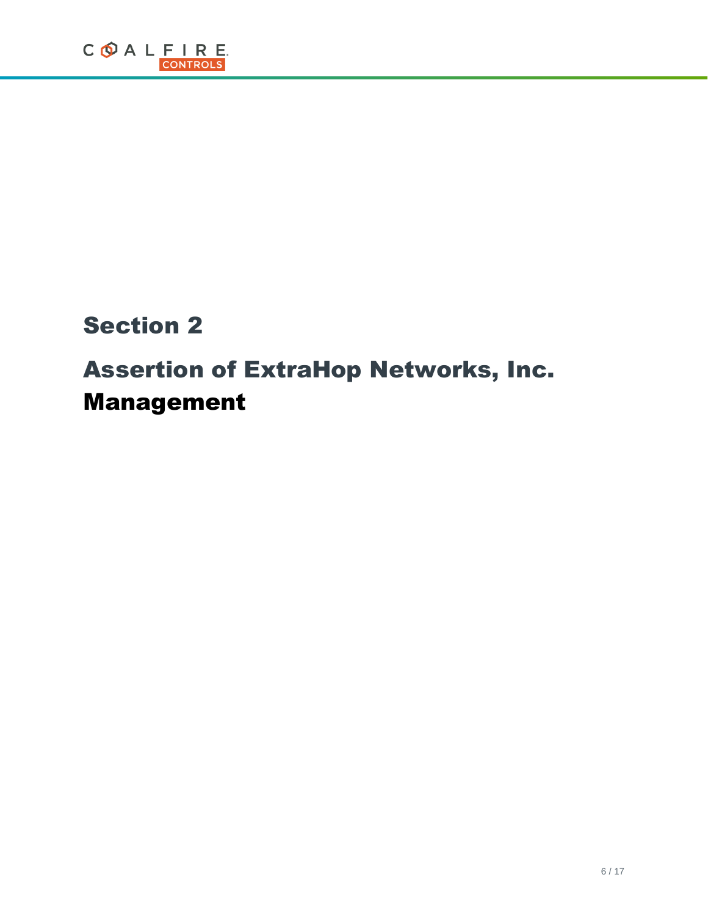# Section 2

# Assertion of ExtraHop Networks, Inc. Management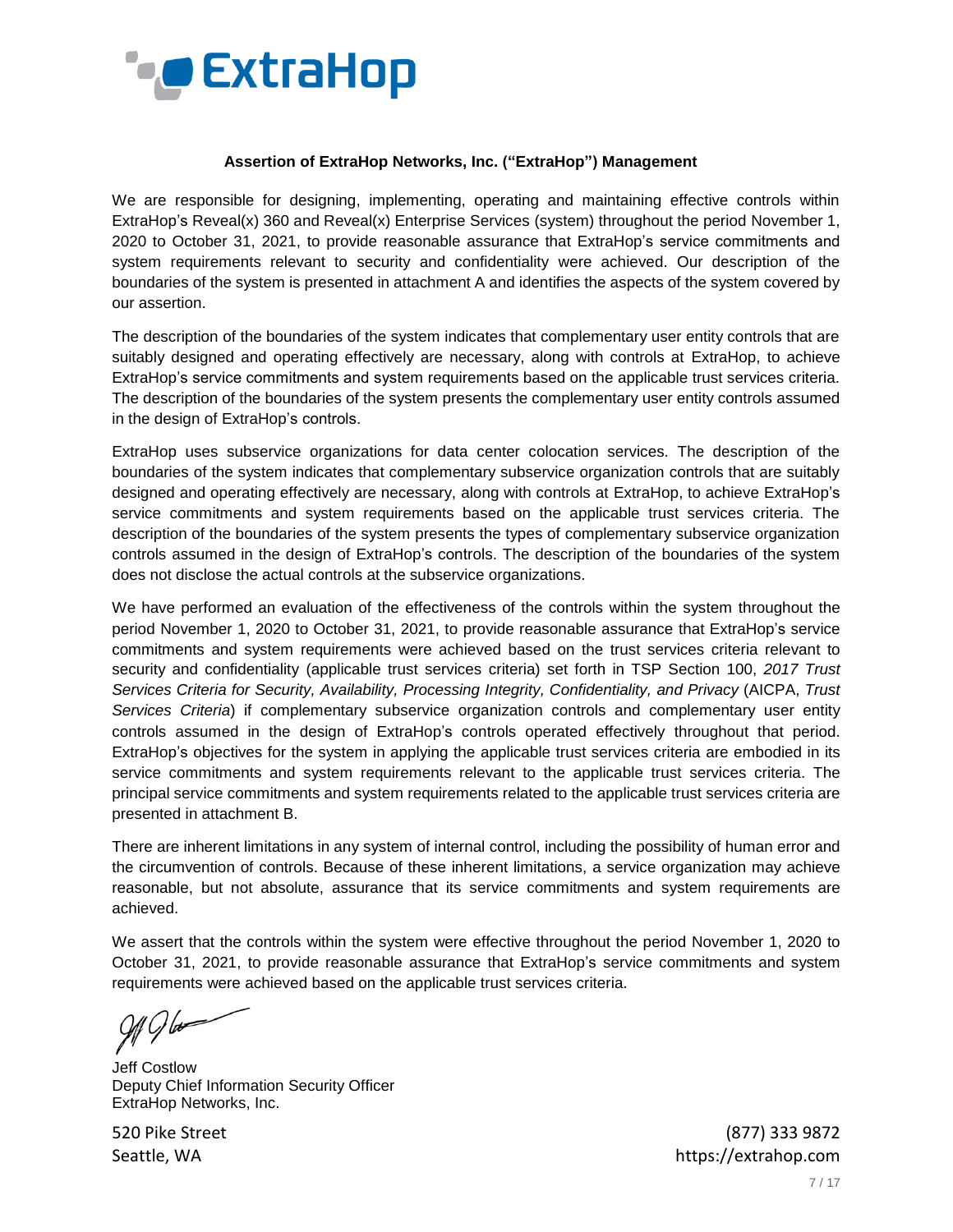**Assertion of ExtraHop Networks, Inc. ("ExtraHop") Management**

We are responsible for designing, implementing, operating and maintaining effective controls within ExtraHop's Reveal(x) 360 and Reveal(x) Enterprise Services (system) throughout the period November 1, 2020 to October 31, 2021, to provide reasonable assurance that ExtraHop's service commitments and system requirements relevant to security and confidentiality were achieved. Our description of the boundaries of the system is presented in attachment A and identifies the aspects of the system covered by our assertion.

The description of the boundaries of the system indicates that complementary user entity controls that are suitably designed and operating effectively are necessary, along with controls at ExtraHop, to achieve ExtraHop's service commitments and system requirements based on the applicable trust services criteria. The description of the boundaries of the system presents the complementary user entity controls assumed in the design of ExtraHop's controls.

ExtraHop uses subservice organizations for data center colocation services. The description of the boundaries of the system indicates that complementary subservice organization controls that are suitably designed and operating effectively are necessary, along with controls at ExtraHop, to achieve ExtraHop's service commitments and system requirements based on the applicable trust services criteria. The description of the boundaries of the system presents the types of complementary subservice organization controls assumed in the design of ExtraHop's controls. The description of the boundaries of the system does not disclose the actual controls at the subservice organizations.

We have performed an evaluation of the effectiveness of the controls within the system throughout the period November 1, 2020 to October 31, 2021, to provide reasonable assurance that ExtraHop's service commitments and system requirements were achieved based on the trust services criteria relevant to security and confidentiality (applicable trust services criteria) set forth in TSP Section 100, *2017 Trust Services Criteria for Security, Availability, Processing Integrity, Confidentiality, and Privacy* (AICPA, *Trust Services Criteria*) if complementary subservice organization controls and complementary user entity controls assumed in the design of ExtraHop's controls operated effectively throughout that period. ExtraHop's objectives for the system in applying the applicable trust services criteria are embodied in its service commitments and system requirements relevant to the applicable trust services criteria. The principal service commitments and system requirements related to the applicable trust services criteria are presented in attachment B.

There are inherent limitations in any system of internal control, including the possibility of human error and the circumvention of controls. Because of these inherent limitations, a service organization may achieve reasonable, but not absolute, assurance that its service commitments and system requirements are achieved.

We assert that the controls within the system were effective throughout the period November 1, 2020 to October 31, 2021, to provide reasonable assurance that ExtraHop's service commitments and system requirements were achieved based on the applicable trust services criteria.

Jeff Costlow
Deputy Chief Information Security Officer
ExtraHop Networks, Inc.

520 Pike Street
Seattle, WA

(877) 333 9872
https://extrahop.com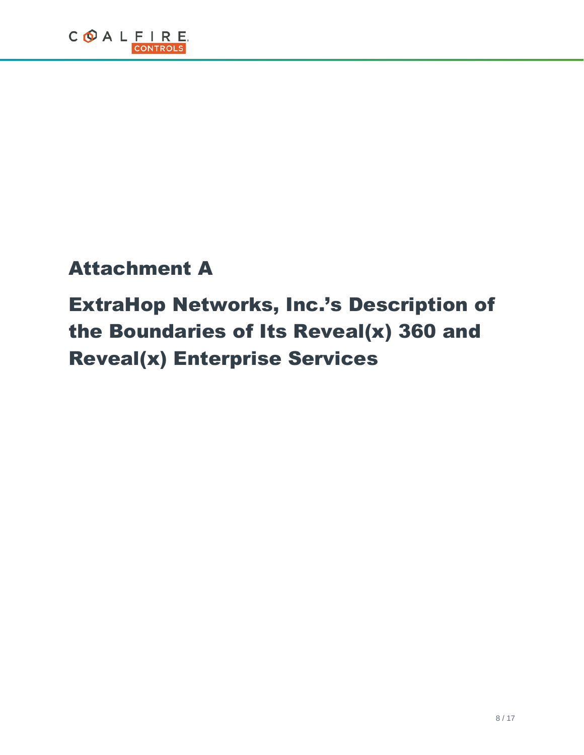# Attachment A

# ExtraHop Networks, Inc.'s Description of the Boundaries of Its Reveal(x) 360 and Reveal(x) Enterprise Services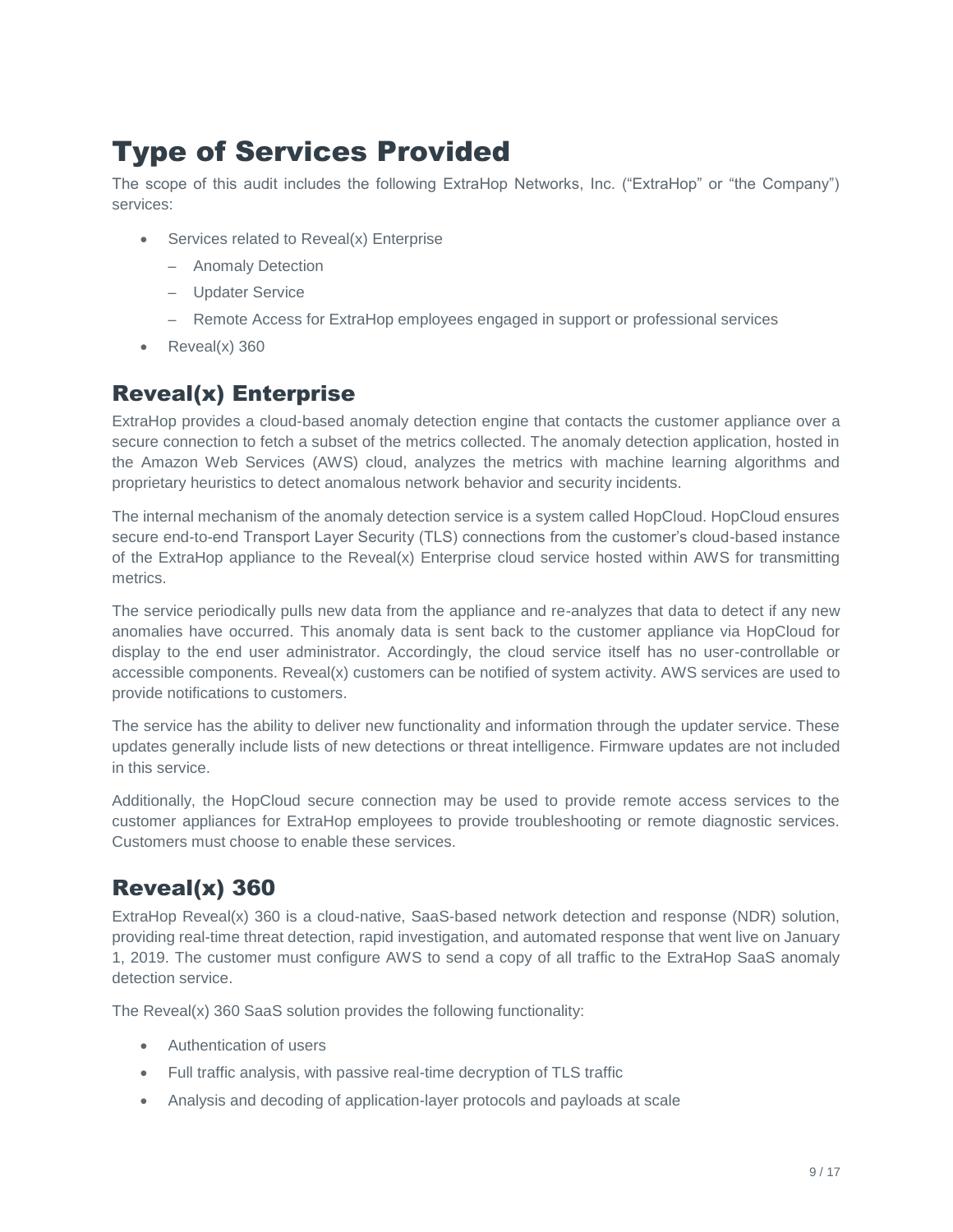# Type of Services Provided

The scope of this audit includes the following ExtraHop Networks, Inc. ("ExtraHop" or "the Company") services:

- Services related to Reveal(x) Enterprise
  - Anomaly Detection
  - Updater Service
  - Remote Access for ExtraHop employees engaged in support or professional services
- Reveal(x) 360

## Reveal(x) Enterprise

ExtraHop provides a cloud-based anomaly detection engine that contacts the customer appliance over a secure connection to fetch a subset of the metrics collected. The anomaly detection application, hosted in the Amazon Web Services (AWS) cloud, analyzes the metrics with machine learning algorithms and proprietary heuristics to detect anomalous network behavior and security incidents.

The internal mechanism of the anomaly detection service is a system called HopCloud. HopCloud ensures secure end-to-end Transport Layer Security (TLS) connections from the customer's cloud-based instance of the ExtraHop appliance to the Reveal(x) Enterprise cloud service hosted within AWS for transmitting metrics.

The service periodically pulls new data from the appliance and re-analyzes that data to detect if any new anomalies have occurred. This anomaly data is sent back to the customer appliance via HopCloud for display to the end user administrator. Accordingly, the cloud service itself has no user-controllable or accessible components. Reveal(x) customers can be notified of system activity. AWS services are used to provide notifications to customers.

The service has the ability to deliver new functionality and information through the updater service. These updates generally include lists of new detections or threat intelligence. Firmware updates are not included in this service.

Additionally, the HopCloud secure connection may be used to provide remote access services to the customer appliances for ExtraHop employees to provide troubleshooting or remote diagnostic services. Customers must choose to enable these services.

## Reveal(x) 360

ExtraHop Reveal(x) 360 is a cloud-native, SaaS-based network detection and response (NDR) solution, providing real-time threat detection, rapid investigation, and automated response that went live on January 1, 2019. The customer must configure AWS to send a copy of all traffic to the ExtraHop SaaS anomaly detection service.

The Reveal(x) 360 SaaS solution provides the following functionality:

- Authentication of users
- Full traffic analysis, with passive real-time decryption of TLS traffic
- Analysis and decoding of application-layer protocols and payloads at scale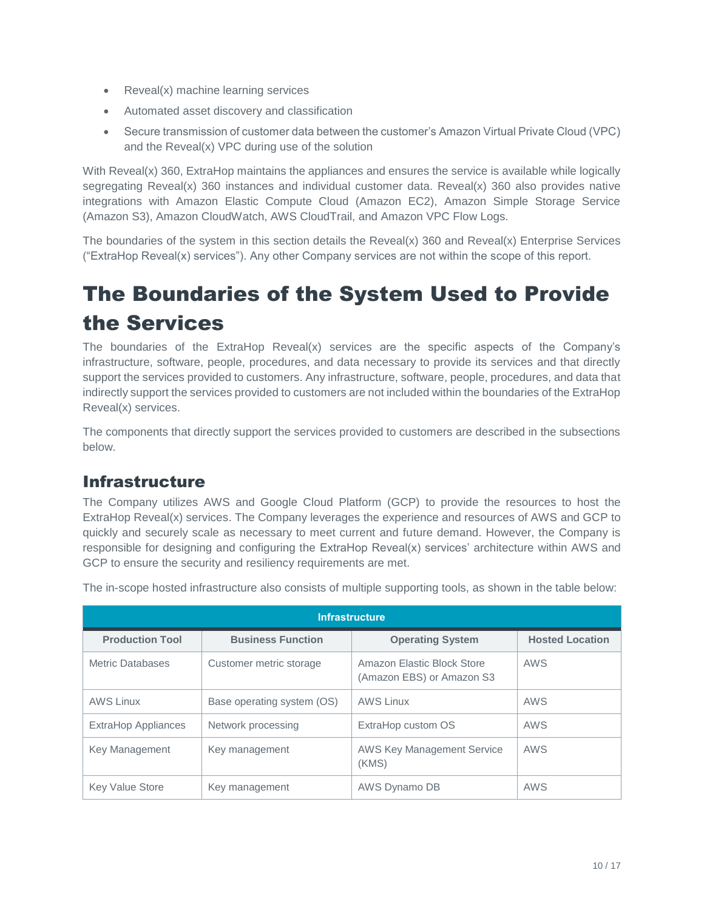- Reveal(x) machine learning services
- Automated asset discovery and classification
- Secure transmission of customer data between the customer's Amazon Virtual Private Cloud (VPC) and the Reveal(x) VPC during use of the solution

With Reveal(x) 360, ExtraHop maintains the appliances and ensures the service is available while logically segregating Reveal(x) 360 instances and individual customer data. Reveal(x) 360 also provides native integrations with Amazon Elastic Compute Cloud (Amazon EC2), Amazon Simple Storage Service (Amazon S3), Amazon CloudWatch, AWS CloudTrail, and Amazon VPC Flow Logs.

The boundaries of the system in this section details the Reveal(x) 360 and Reveal(x) Enterprise Services ("ExtraHop Reveal(x) services"). Any other Company services are not within the scope of this report.

# The Boundaries of the System Used to Provide the Services

The boundaries of the ExtraHop Reveal(x) services are the specific aspects of the Company's infrastructure, software, people, procedures, and data necessary to provide its services and that directly support the services provided to customers. Any infrastructure, software, people, procedures, and data that indirectly support the services provided to customers are not included within the boundaries of the ExtraHop Reveal(x) services.

The components that directly support the services provided to customers are described in the subsections below.

## Infrastructure

The Company utilizes AWS and Google Cloud Platform (GCP) to provide the resources to host the ExtraHop Reveal(x) services. The Company leverages the experience and resources of AWS and GCP to quickly and securely scale as necessary to meet current and future demand. However, the Company is responsible for designing and configuring the ExtraHop Reveal(x) services' architecture within AWS and GCP to ensure the security and resiliency requirements are met.

The in-scope hosted infrastructure also consists of multiple supporting tools, as shown in the table below:

| Infrastructure | | | |
|---|---|---|---|
| **Production Tool** | **Business Function** | **Operating System** | **Hosted Location** |
| Metric Databases | Customer metric storage | Amazon Elastic Block Store (Amazon EBS) or Amazon S3 | AWS |
| AWS Linux | Base operating system (OS) | AWS Linux | AWS |
| ExtraHop Appliances | Network processing | ExtraHop custom OS | AWS |
| Key Management | Key management | AWS Key Management Service (KMS) | AWS |
| Key Value Store | Key management | AWS Dynamo DB | AWS |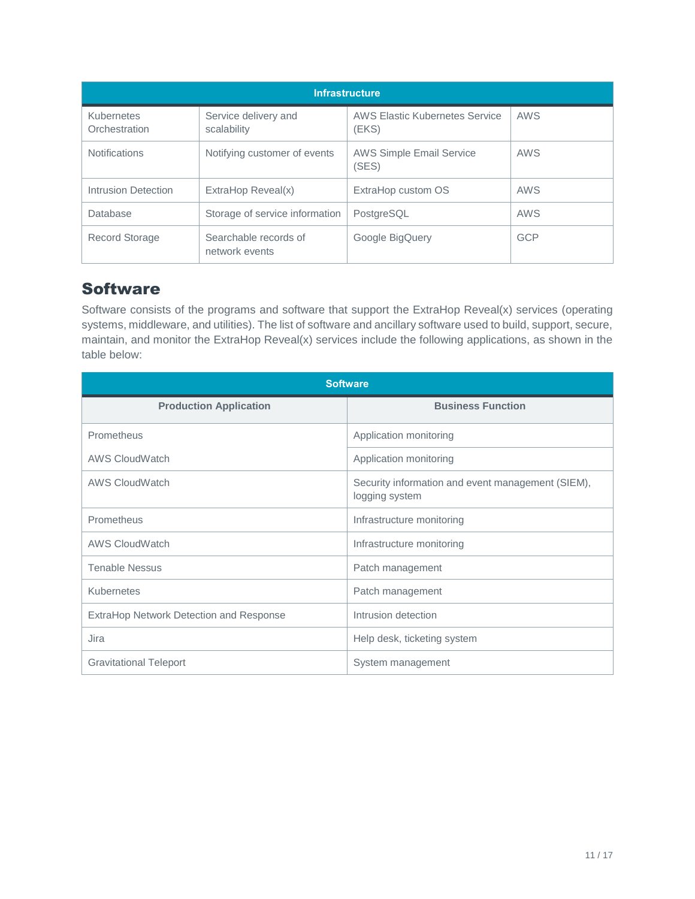| Infrastructure | | | |
|---|---|---|---|
| Kubernetes Orchestration | Service delivery and scalability | AWS Elastic Kubernetes Service (EKS) | AWS |
| Notifications | Notifying customer of events | AWS Simple Email Service (SES) | AWS |
| Intrusion Detection | ExtraHop Reveal(x) | ExtraHop custom OS | AWS |
| Database | Storage of service information | PostgreSQL | AWS |
| Record Storage | Searchable records of network events | Google BigQuery | GCP |

## Software

Software consists of the programs and software that support the ExtraHop Reveal(x) services (operating systems, middleware, and utilities). The list of software and ancillary software used to build, support, secure, maintain, and monitor the ExtraHop Reveal(x) services include the following applications, as shown in the table below:

| Software | |
|---|---|
| **Production Application** | **Business Function** |
| Prometheus | Application monitoring |
| AWS CloudWatch | Application monitoring |
| AWS CloudWatch | Security information and event management (SIEM), logging system |
| Prometheus | Infrastructure monitoring |
| AWS CloudWatch | Infrastructure monitoring |
| Tenable Nessus | Patch management |
| Kubernetes | Patch management |
| ExtraHop Network Detection and Response | Intrusion detection |
| Jira | Help desk, ticketing system |
| Gravitational Teleport | System management |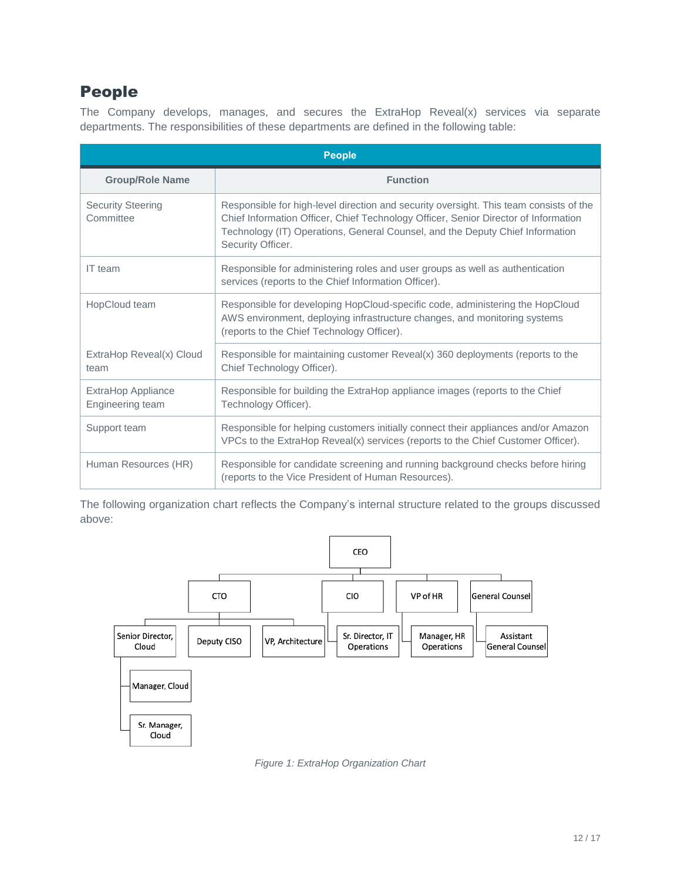# People

The Company develops, manages, and secures the ExtraHop Reveal(x) services via separate departments. The responsibilities of these departments are defined in the following table:

| People | |
|---|---|
| **Group/Role Name** | **Function** |
| Security Steering Committee | Responsible for high-level direction and security oversight. This team consists of the Chief Information Officer, Chief Technology Officer, Senior Director of Information Technology (IT) Operations, General Counsel, and the Deputy Chief Information Security Officer. |
| IT team | Responsible for administering roles and user groups as well as authentication services (reports to the Chief Information Officer). |
| HopCloud team | Responsible for developing HopCloud-specific code, administering the HopCloud AWS environment, deploying infrastructure changes, and monitoring systems (reports to the Chief Technology Officer). |
| ExtraHop Reveal(x) Cloud team | Responsible for maintaining customer Reveal(x) 360 deployments (reports to the Chief Technology Officer). |
| ExtraHop Appliance Engineering team | Responsible for building the ExtraHop appliance images (reports to the Chief Technology Officer). |
| Support team | Responsible for helping customers initially connect their appliances and/or Amazon VPCs to the ExtraHop Reveal(x) services (reports to the Chief Customer Officer). |
| Human Resources (HR) | Responsible for candidate screening and running background checks before hiring (reports to the Vice President of Human Resources). |

The following organization chart reflects the Company's internal structure related to the groups discussed above:

*Figure 1: ExtraHop Organization Chart*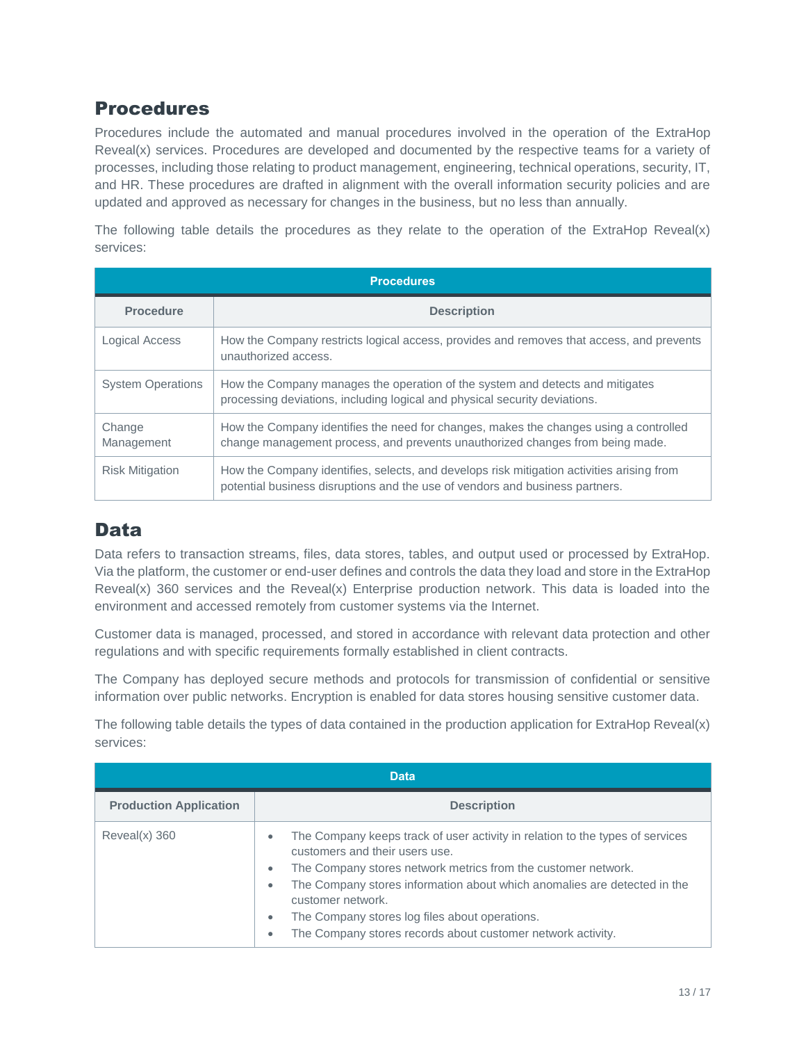## Procedures

Procedures include the automated and manual procedures involved in the operation of the ExtraHop Reveal(x) services. Procedures are developed and documented by the respective teams for a variety of processes, including those relating to product management, engineering, technical operations, security, IT, and HR. These procedures are drafted in alignment with the overall information security policies and are updated and approved as necessary for changes in the business, but no less than annually.

The following table details the procedures as they relate to the operation of the ExtraHop Reveal(x) services:

| Procedures | |
|---|---|
| **Procedure** | **Description** |
| Logical Access | How the Company restricts logical access, provides and removes that access, and prevents unauthorized access. |
| System Operations | How the Company manages the operation of the system and detects and mitigates processing deviations, including logical and physical security deviations. |
| Change Management | How the Company identifies the need for changes, makes the changes using a controlled change management process, and prevents unauthorized changes from being made. |
| Risk Mitigation | How the Company identifies, selects, and develops risk mitigation activities arising from potential business disruptions and the use of vendors and business partners. |

## Data

Data refers to transaction streams, files, data stores, tables, and output used or processed by ExtraHop. Via the platform, the customer or end-user defines and controls the data they load and store in the ExtraHop Reveal(x) 360 services and the Reveal(x) Enterprise production network. This data is loaded into the environment and accessed remotely from customer systems via the Internet.

Customer data is managed, processed, and stored in accordance with relevant data protection and other regulations and with specific requirements formally established in client contracts.

The Company has deployed secure methods and protocols for transmission of confidential or sensitive information over public networks. Encryption is enabled for data stores housing sensitive customer data.

The following table details the types of data contained in the production application for ExtraHop Reveal(x) services:

| Data | |
|---|---|
| **Production Application** | **Description** |
| Reveal(x) 360 | • The Company keeps track of user activity in relation to the types of services customers and their users use.<br>• The Company stores network metrics from the customer network.<br>• The Company stores information about which anomalies are detected in the customer network.<br>• The Company stores log files about operations.<br>• The Company stores records about customer network activity. |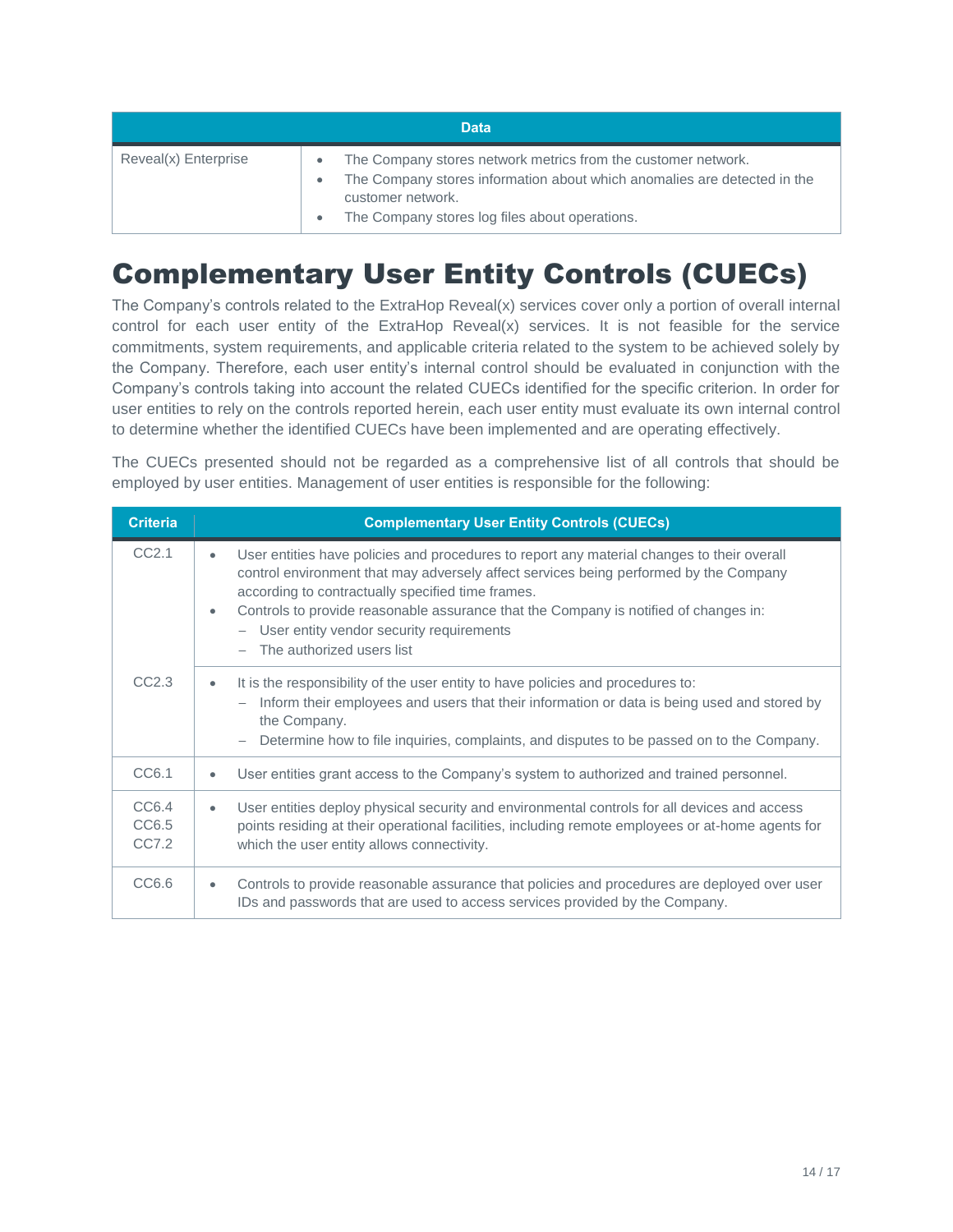| Data | |
|---|---|
| Reveal(x) Enterprise | • The Company stores network metrics from the customer network.<br>• The Company stores information about which anomalies are detected in the customer network.<br>• The Company stores log files about operations. |

# Complementary User Entity Controls (CUECs)

The Company's controls related to the ExtraHop Reveal(x) services cover only a portion of overall internal control for each user entity of the ExtraHop Reveal(x) services. It is not feasible for the service commitments, system requirements, and applicable criteria related to the system to be achieved solely by the Company. Therefore, each user entity's internal control should be evaluated in conjunction with the Company's controls taking into account the related CUECs identified for the specific criterion. In order for user entities to rely on the controls reported herein, each user entity must evaluate its own internal control to determine whether the identified CUECs have been implemented and are operating effectively.

The CUECs presented should not be regarded as a comprehensive list of all controls that should be employed by user entities. Management of user entities is responsible for the following:

| Criteria | Complementary User Entity Controls (CUECs) |
|---|---|
| CC2.1 | • User entities have policies and procedures to report any material changes to their overall control environment that may adversely affect services being performed by the Company according to contractually specified time frames.<br>• Controls to provide reasonable assurance that the Company is notified of changes in:<br>– User entity vendor security requirements<br>– The authorized users list |
| CC2.3 | • It is the responsibility of the user entity to have policies and procedures to:<br>– Inform their employees and users that their information or data is being used and stored by the Company.<br>– Determine how to file inquiries, complaints, and disputes to be passed on to the Company. |
| CC6.1 | • User entities grant access to the Company's system to authorized and trained personnel. |
| CC6.4<br>CC6.5<br>CC7.2 | • User entities deploy physical security and environmental controls for all devices and access points residing at their operational facilities, including remote employees or at-home agents for which the user entity allows connectivity. |
| CC6.6 | • Controls to provide reasonable assurance that policies and procedures are deployed over user IDs and passwords that are used to access services provided by the Company. |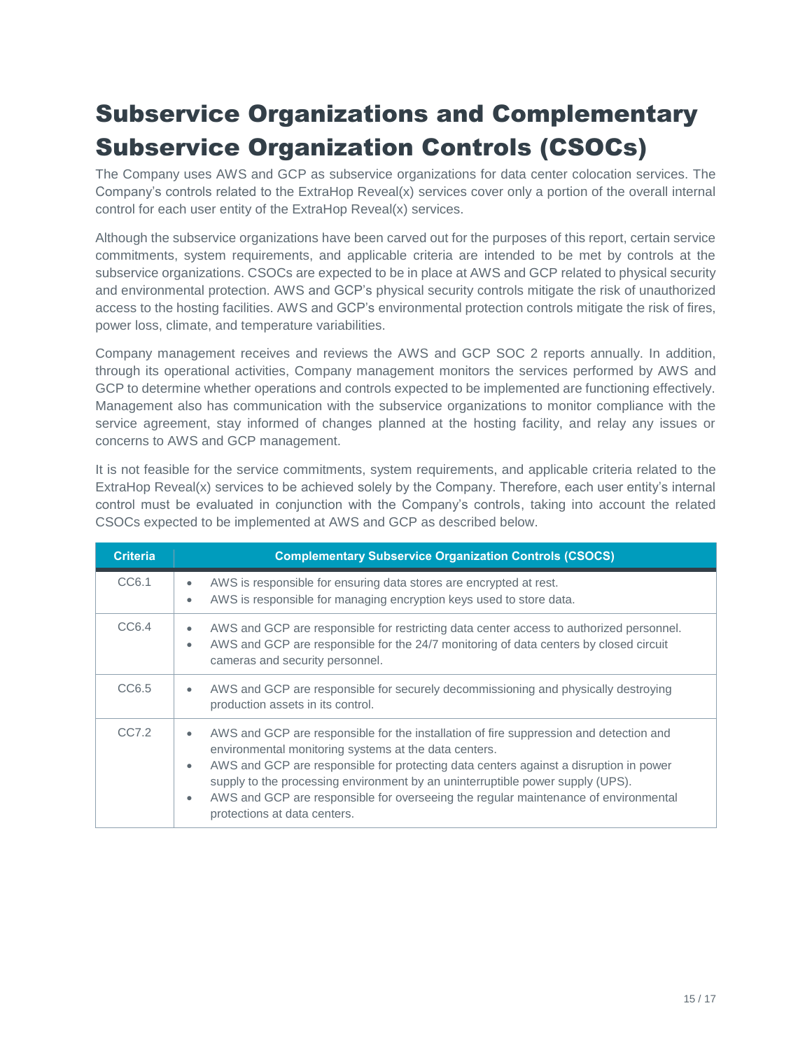# Subservice Organizations and Complementary Subservice Organization Controls (CSOCs)

The Company uses AWS and GCP as subservice organizations for data center colocation services. The Company's controls related to the ExtraHop Reveal(x) services cover only a portion of the overall internal control for each user entity of the ExtraHop Reveal(x) services.

Although the subservice organizations have been carved out for the purposes of this report, certain service commitments, system requirements, and applicable criteria are intended to be met by controls at the subservice organizations. CSOCs are expected to be in place at AWS and GCP related to physical security and environmental protection. AWS and GCP's physical security controls mitigate the risk of unauthorized access to the hosting facilities. AWS and GCP's environmental protection controls mitigate the risk of fires, power loss, climate, and temperature variabilities.

Company management receives and reviews the AWS and GCP SOC 2 reports annually. In addition, through its operational activities, Company management monitors the services performed by AWS and GCP to determine whether operations and controls expected to be implemented are functioning effectively. Management also has communication with the subservice organizations to monitor compliance with the service agreement, stay informed of changes planned at the hosting facility, and relay any issues or concerns to AWS and GCP management.

It is not feasible for the service commitments, system requirements, and applicable criteria related to the ExtraHop Reveal(x) services to be achieved solely by the Company. Therefore, each user entity's internal control must be evaluated in conjunction with the Company's controls, taking into account the related CSOCs expected to be implemented at AWS and GCP as described below.

| Criteria | Complementary Subservice Organization Controls (CSOCS) |
|---|---|
| CC6.1 | • AWS is responsible for ensuring data stores are encrypted at rest.<br>• AWS is responsible for managing encryption keys used to store data. |
| CC6.4 | • AWS and GCP are responsible for restricting data center access to authorized personnel.<br>• AWS and GCP are responsible for the 24/7 monitoring of data centers by closed circuit cameras and security personnel. |
| CC6.5 | • AWS and GCP are responsible for securely decommissioning and physically destroying production assets in its control. |
| CC7.2 | • AWS and GCP are responsible for the installation of fire suppression and detection and environmental monitoring systems at the data centers.<br>• AWS and GCP are responsible for protecting data centers against a disruption in power supply to the processing environment by an uninterruptible power supply (UPS).<br>• AWS and GCP are responsible for overseeing the regular maintenance of environmental protections at data centers. |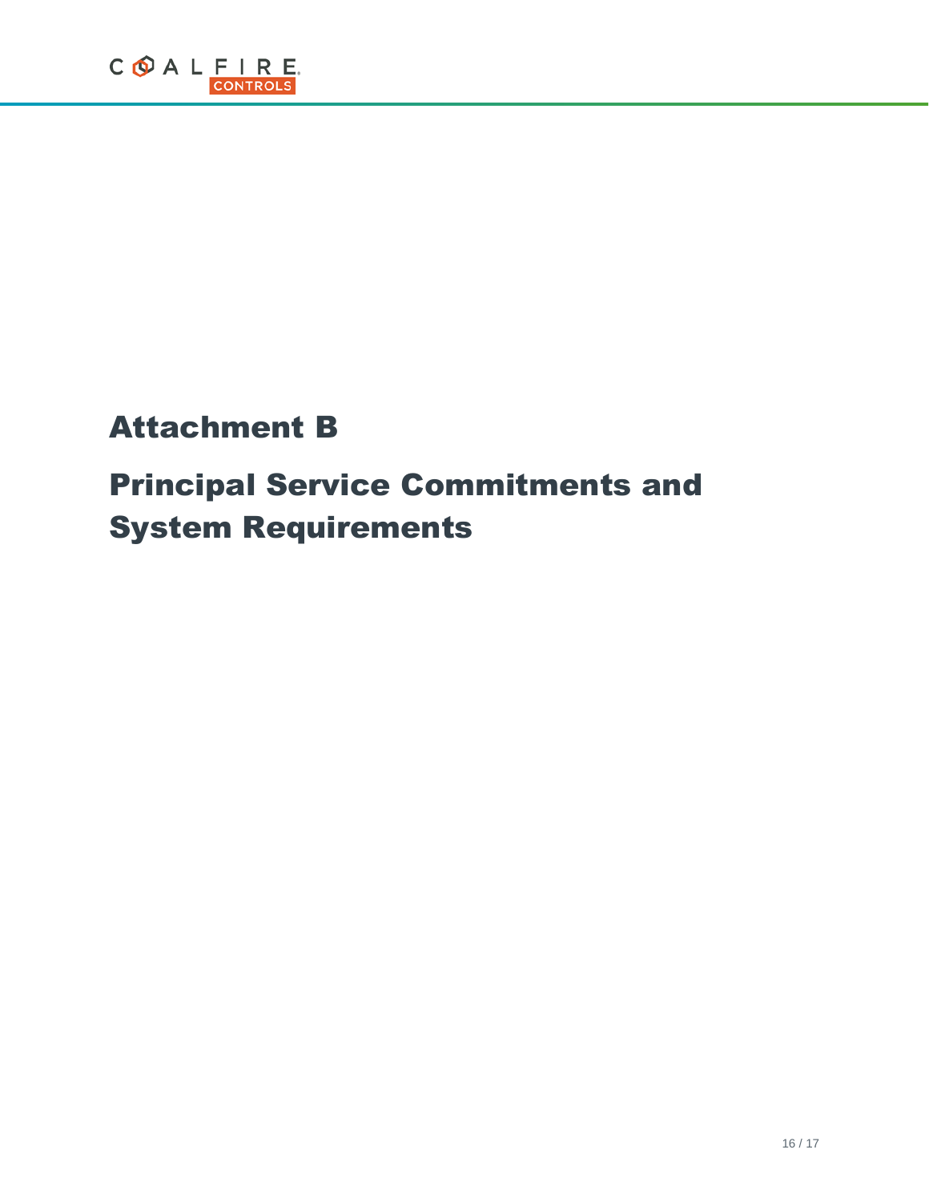# Attachment B

# Principal Service Commitments and System Requirements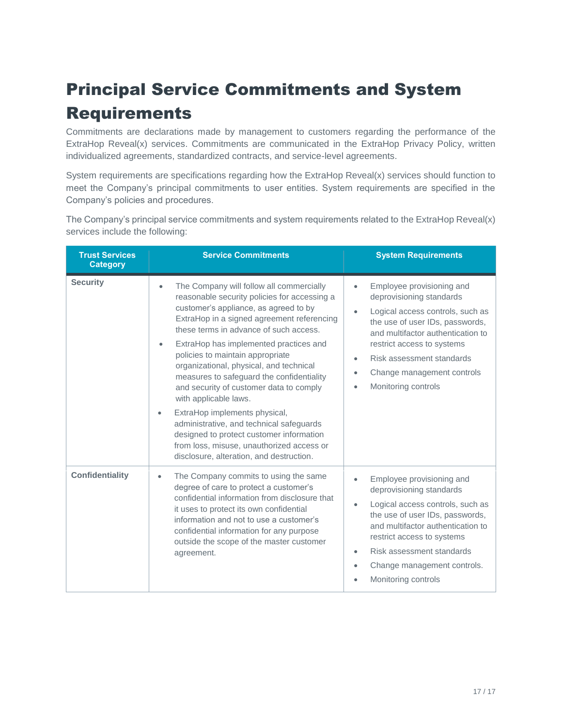# Principal Service Commitments and System Requirements

Commitments are declarations made by management to customers regarding the performance of the ExtraHop Reveal(x) services. Commitments are communicated in the ExtraHop Privacy Policy, written individualized agreements, standardized contracts, and service-level agreements.

System requirements are specifications regarding how the ExtraHop Reveal(x) services should function to meet the Company's principal commitments to user entities. System requirements are specified in the Company's policies and procedures.

The Company's principal service commitments and system requirements related to the ExtraHop Reveal(x) services include the following:

| Trust Services Category | Service Commitments | System Requirements |
|---|---|---|
| **Security** | • The Company will follow all commercially reasonable security policies for accessing a customer's appliance, as agreed to by ExtraHop in a signed agreement referencing these terms in advance of such access.<br>• ExtraHop has implemented practices and policies to maintain appropriate organizational, physical, and technical measures to safeguard the confidentiality and security of customer data to comply with applicable laws.<br>• ExtraHop implements physical, administrative, and technical safeguards designed to protect customer information from loss, misuse, unauthorized access or disclosure, alteration, and destruction. | • Employee provisioning and deprovisioning standards<br>• Logical access controls, such as the use of user IDs, passwords, and multifactor authentication to restrict access to systems<br>• Risk assessment standards<br>• Change management controls<br>• Monitoring controls |
| **Confidentiality** | • The Company commits to using the same degree of care to protect a customer's confidential information from disclosure that it uses to protect its own confidential information and not to use a customer's confidential information for any purpose outside the scope of the master customer agreement. | • Employee provisioning and deprovisioning standards<br>• Logical access controls, such as the use of user IDs, passwords, and multifactor authentication to restrict access to systems<br>• Risk assessment standards<br>• Change management controls.<br>• Monitoring controls |